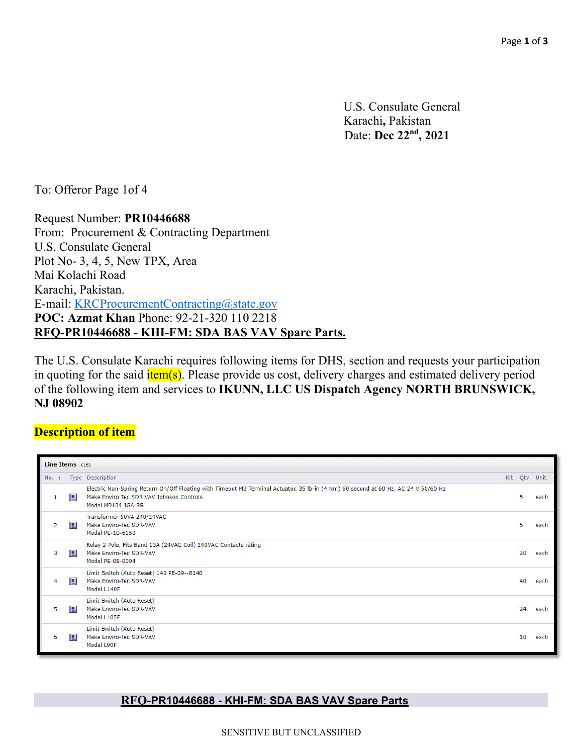U.S. Consulate General
Karachi, Pakistan
Date: **Dec 22nd, 2021**

To: Offeror Page 1of 4

Request Number: **PR10446688**
From: Procurement & Contracting Department
U.S. Consulate General
Plot No- 3, 4, 5, New TPX, Area
Mai Kolachi Road
Karachi, Pakistan.
E-mail: KRCProcurementContracting@state.gov
**POC: Azmat Khan** Phone: 92-21-320 110 2218
**RFQ-PR10446688 - KHI-FM: SDA BAS VAV Spare Parts.**

The U.S. Consulate Karachi requires following items for DHS, section and requests your participation in quoting for the said item(s). Please provide us cost, delivery charges and estimated delivery period of the following item and services to **IKUNN, LLC US Dispatch Agency NORTH BRUNSWICK, NJ 08902**

**Description of item**

Line Items (16)

| No. | Type | Description | Kit | Qty | Unit |
|---|---|---|---|---|---|
| 1 | | Electric Non-Spring Return On/Off Floating with Timeout M3 Terminal Actuator. 35 lb-in (4 Nm) 60 second at 60 Hz, AC 24 V 50/60 Hz<br>Make Enviro Tec SDR VAV Johnson Controls<br>Model M9104-IGA-3S | | 5 | each |
| 2 | | Transformer 50VA 240/24VAC<br>Make Enviro-Tec SDR-VAV<br>Model PE-10-6150 | | 5 | each |
| 3 | | Relay 2 Pole, Fits Band 15A (24VAC Coil) 240VAC Contacts rating<br>Make Enviro-Tec SDR-VAV<br>Model PE-08-0004 | | 20 | each |
| 4 | | Limit Switch (Auto Reset) 140 PE-09--8140<br>Make Enviro-Tec SDR-VAV<br>Model L140F | | 40 | each |
| 5 | | Limit Switch (Auto Reset)<br>Make Enviro-Tec SDR-VAV<br>Model L105F | | 24 | each |
| 6 | | Limit Switch (Auto Reset)<br>Make Enviro-Tec SDR-VAV<br>Model L90F | | 10 | each |

**RFQ-PR10446688 - KHI-FM: SDA BAS VAV Spare Parts**

SENSITIVE BUT UNCLASSIFIED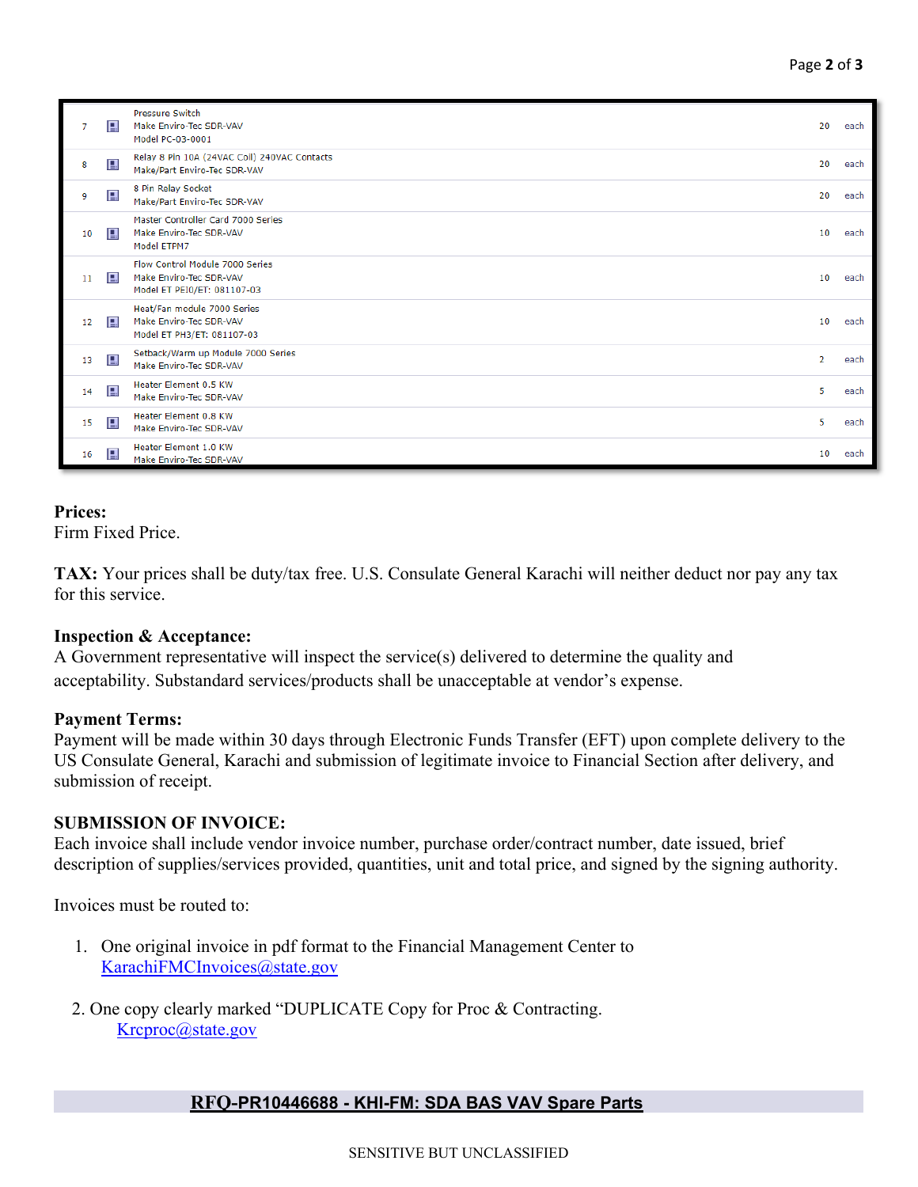| | | | | |
|---|---|---|---|---|
| 7 | | Pressure Switch<br>Make Enviro-Tec SDR-VAV<br>Model PC-03-0001 | 20 | each |
| 8 | | Relay 8 Pin 10A (24VAC Coil) 240VAC Contacts<br>Make/Part Enviro-Tec SDR-VAV | 20 | each |
| 9 | | 8 Pin Relay Socket<br>Make/Part Enviro-Tec SDR-VAV | 20 | each |
| 10 | | Master Controller Card 7000 Series<br>Make Enviro-Tec SDR-VAV<br>Model ETPM7 | 10 | each |
| 11 | | Flow Control Module 7000 Series<br>Make Enviro-Tec SDR-VAV<br>Model ET PEI0/ET: 081107-03 | 10 | each |
| 12 | | Heat/Fan module 7000 Series<br>Make Enviro-Tec SDR-VAV<br>Model ET PH3/ET: 081107-03 | 10 | each |
| 13 | | Setback/Warm up Module 7000 Series<br>Make Enviro-Tec SDR-VAV | 2 | each |
| 14 | | Heater Element 0.5 KW<br>Make Enviro-Tec SDR-VAV | 5 | each |
| 15 | | Heater Element 0.8 KW<br>Make Enviro-Tec SDR-VAV | 5 | each |
| 16 | | Heater Element 1.0 KW<br>Make Enviro-Tec SDR-VAV | 10 | each |

**Prices:**
Firm Fixed Price.

**TAX:** Your prices shall be duty/tax free. U.S. Consulate General Karachi will neither deduct nor pay any tax for this service.

**Inspection & Acceptance:**
A Government representative will inspect the service(s) delivered to determine the quality and acceptability. Substandard services/products shall be unacceptable at vendor's expense.

**Payment Terms:**
Payment will be made within 30 days through Electronic Funds Transfer (EFT) upon complete delivery to the US Consulate General, Karachi and submission of legitimate invoice to Financial Section after delivery, and submission of receipt.

**SUBMISSION OF INVOICE:**
Each invoice shall include vendor invoice number, purchase order/contract number, date issued, brief description of supplies/services provided, quantities, unit and total price, and signed by the signing authority.

Invoices must be routed to:

1. One original invoice in pdf format to the Financial Management Center to KarachiFMCInvoices@state.gov

2. One copy clearly marked "DUPLICATE Copy for Proc & Contracting. Krcproc@state.gov

**RFQ-PR10446688 - KHI-FM: SDA BAS VAV Spare Parts**

SENSITIVE BUT UNCLASSIFIED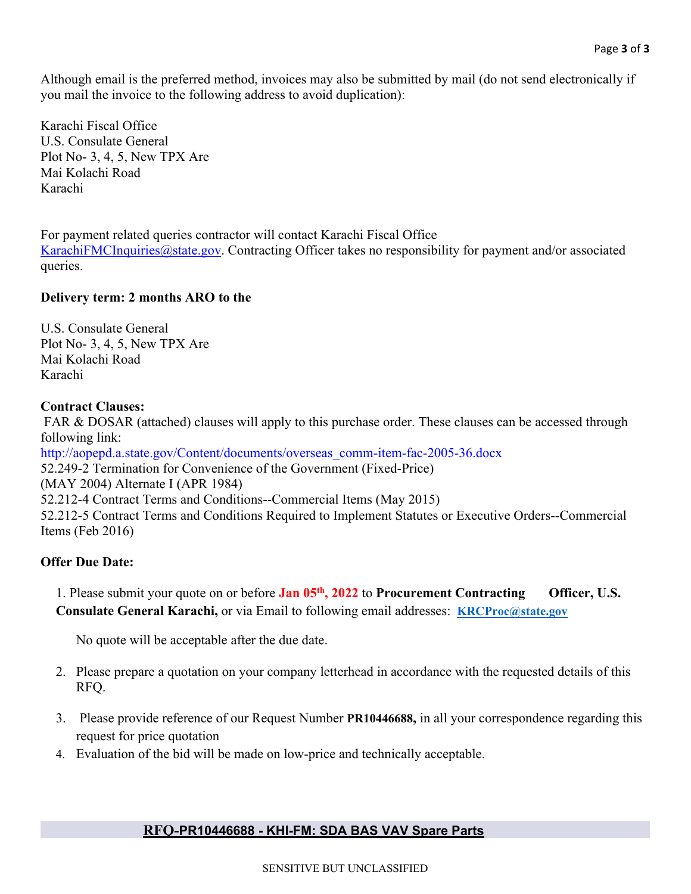Although email is the preferred method, invoices may also be submitted by mail (do not send electronically if you mail the invoice to the following address to avoid duplication):

Karachi Fiscal Office
U.S. Consulate General
Plot No- 3, 4, 5, New TPX Are
Mai Kolachi Road
Karachi

For payment related queries contractor will contact Karachi Fiscal Office KarachiFMCInquiries@state.gov. Contracting Officer takes no responsibility for payment and/or associated queries.

**Delivery term: 2 months ARO to the**

U.S. Consulate General
Plot No- 3, 4, 5, New TPX Are
Mai Kolachi Road
Karachi

**Contract Clauses:**

FAR & DOSAR (attached) clauses will apply to this purchase order. These clauses can be accessed through following link:
http://aopepd.a.state.gov/Content/documents/overseas_comm-item-fac-2005-36.docx
52.249-2 Termination for Convenience of the Government (Fixed-Price)
(MAY 2004) Alternate I (APR 1984)
52.212-4 Contract Terms and Conditions--Commercial Items (May 2015)
52.212-5 Contract Terms and Conditions Required to Implement Statutes or Executive Orders--Commercial Items (Feb 2016)

**Offer Due Date:**

1. Please submit your quote on or before **Jan 05th, 2022** to **Procurement Contracting Officer, U.S. Consulate General Karachi,** or via Email to following email addresses: **KRCProc@state.gov**

   No quote will be acceptable after the due date.

2. Please prepare a quotation on your company letterhead in accordance with the requested details of this RFQ.

3. Please provide reference of our Request Number **PR10446688,** in all your correspondence regarding this request for price quotation

4. Evaluation of the bid will be made on low-price and technically acceptable.

**RFQ-PR10446688 - KHI-FM: SDA BAS VAV Spare Parts**

SENSITIVE BUT UNCLASSIFIED